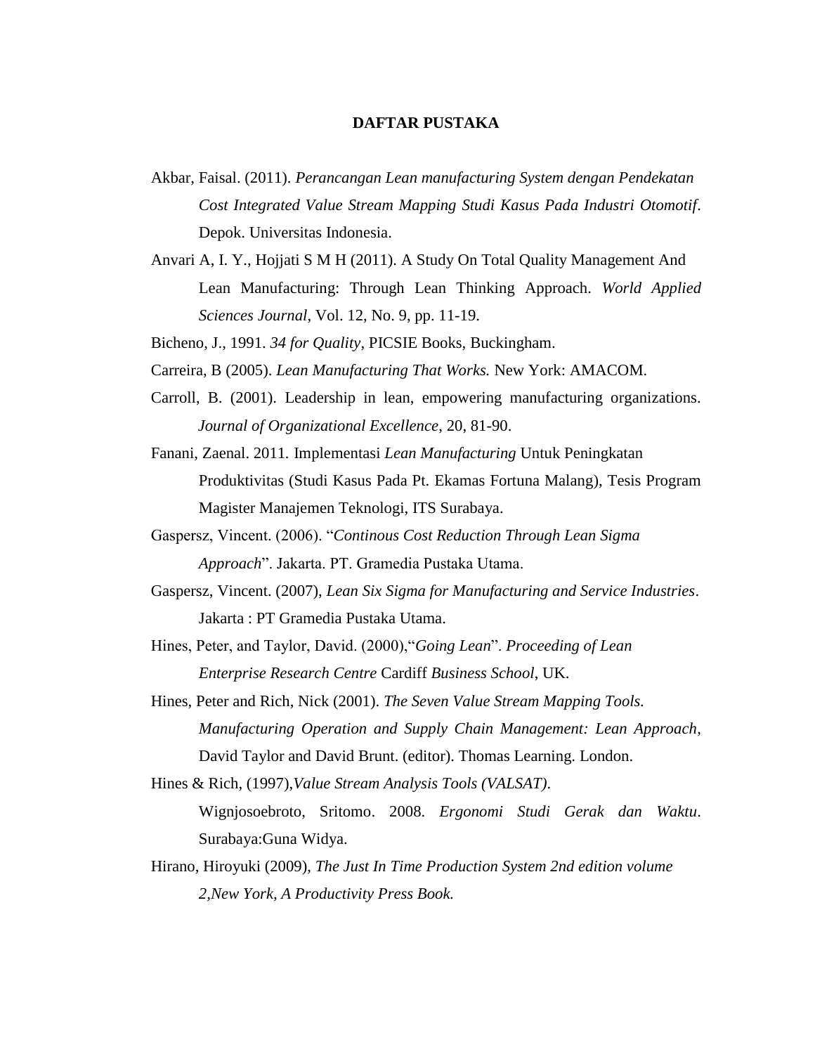# DAFTAR PUSTAKA

Akbar, Faisal. (2011). *Perancangan Lean manufacturing System dengan Pendekatan Cost Integrated Value Stream Mapping Studi Kasus Pada Industri Otomotif*. Depok. Universitas Indonesia.

Anvari A, I. Y., Hojjati S M H (2011). A Study On Total Quality Management And Lean Manufacturing: Through Lean Thinking Approach. *World Applied Sciences Journal*, Vol. 12, No. 9, pp. 11-19.

Bicheno, J., 1991. *34 for Quality*, PICSIE Books, Buckingham.

Carreira, B (2005). *Lean Manufacturing That Works.* New York: AMACOM.

Carroll, B. (2001). Leadership in lean, empowering manufacturing organizations. *Journal of Organizational Excellence*, 20, 81-90.

Fanani, Zaenal. 2011. Implementasi *Lean Manufacturing* Untuk Peningkatan Produktivitas (Studi Kasus Pada Pt. Ekamas Fortuna Malang), Tesis Program Magister Manajemen Teknologi, ITS Surabaya.

Gaspersz, Vincent. (2006). "*Continous Cost Reduction Through Lean Sigma Approach*". Jakarta. PT. Gramedia Pustaka Utama.

Gaspersz, Vincent. (2007), *Lean Six Sigma for Manufacturing and Service Industries*. Jakarta : PT Gramedia Pustaka Utama.

Hines, Peter, and Taylor, David. (2000),"*Going Lean*". *Proceeding of Lean Enterprise Research Centre* Cardiff *Business School*, UK.

Hines, Peter and Rich, Nick (2001). *The Seven Value Stream Mapping Tools. Manufacturing Operation and Supply Chain Management: Lean Approach*, David Taylor and David Brunt. (editor). Thomas Learning. London.

Hines & Rich, (1997),*Value Stream Analysis Tools (VALSAT)*.

Wignjosoebroto, Sritomo. 2008. *Ergonomi Studi Gerak dan Waktu*. Surabaya:Guna Widya.

Hirano, Hiroyuki (2009), *The Just In Time Production System 2nd edition volume 2,New York, A Productivity Press Book.*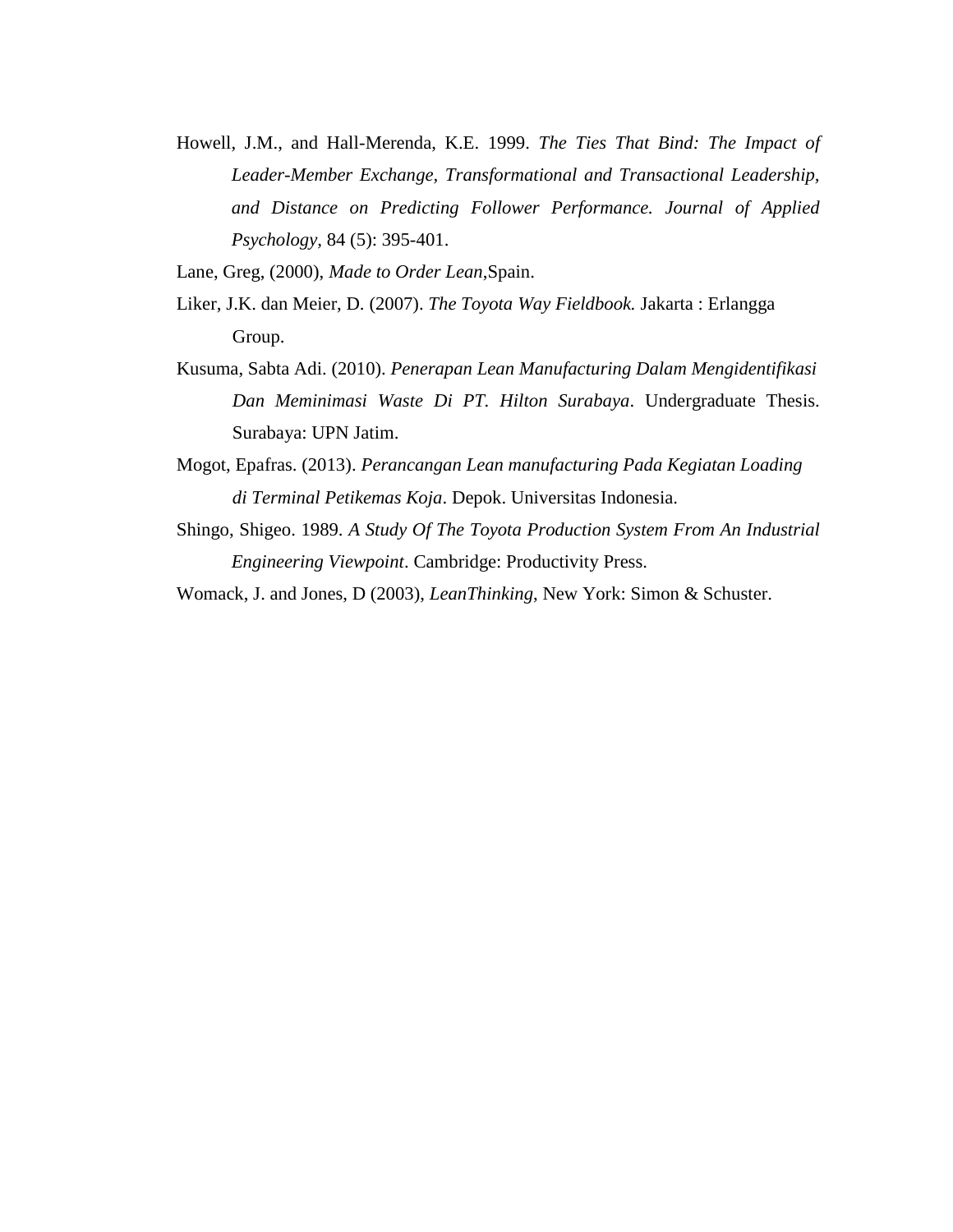Howell, J.M., and Hall-Merenda, K.E. 1999. *The Ties That Bind: The Impact of Leader-Member Exchange, Transformational and Transactional Leadership, and Distance on Predicting Follower Performance. Journal of Applied Psychology,* 84 (5): 395-401.

Lane, Greg, (2000), *Made to Order Lean*,Spain.

Liker, J.K. dan Meier, D. (2007). *The Toyota Way Fieldbook.* Jakarta : Erlangga Group.

Kusuma, Sabta Adi. (2010). *Penerapan Lean Manufacturing Dalam Mengidentifikasi Dan Meminimasi Waste Di PT. Hilton Surabaya*. Undergraduate Thesis. Surabaya: UPN Jatim.

Mogot, Epafras. (2013). *Perancangan Lean manufacturing Pada Kegiatan Loading di Terminal Petikemas Koja*. Depok. Universitas Indonesia.

Shingo, Shigeo. 1989. *A Study Of The Toyota Production System From An Industrial Engineering Viewpoint*. Cambridge: Productivity Press.

Womack, J. and Jones, D (2003), *LeanThinking*, New York: Simon & Schuster.